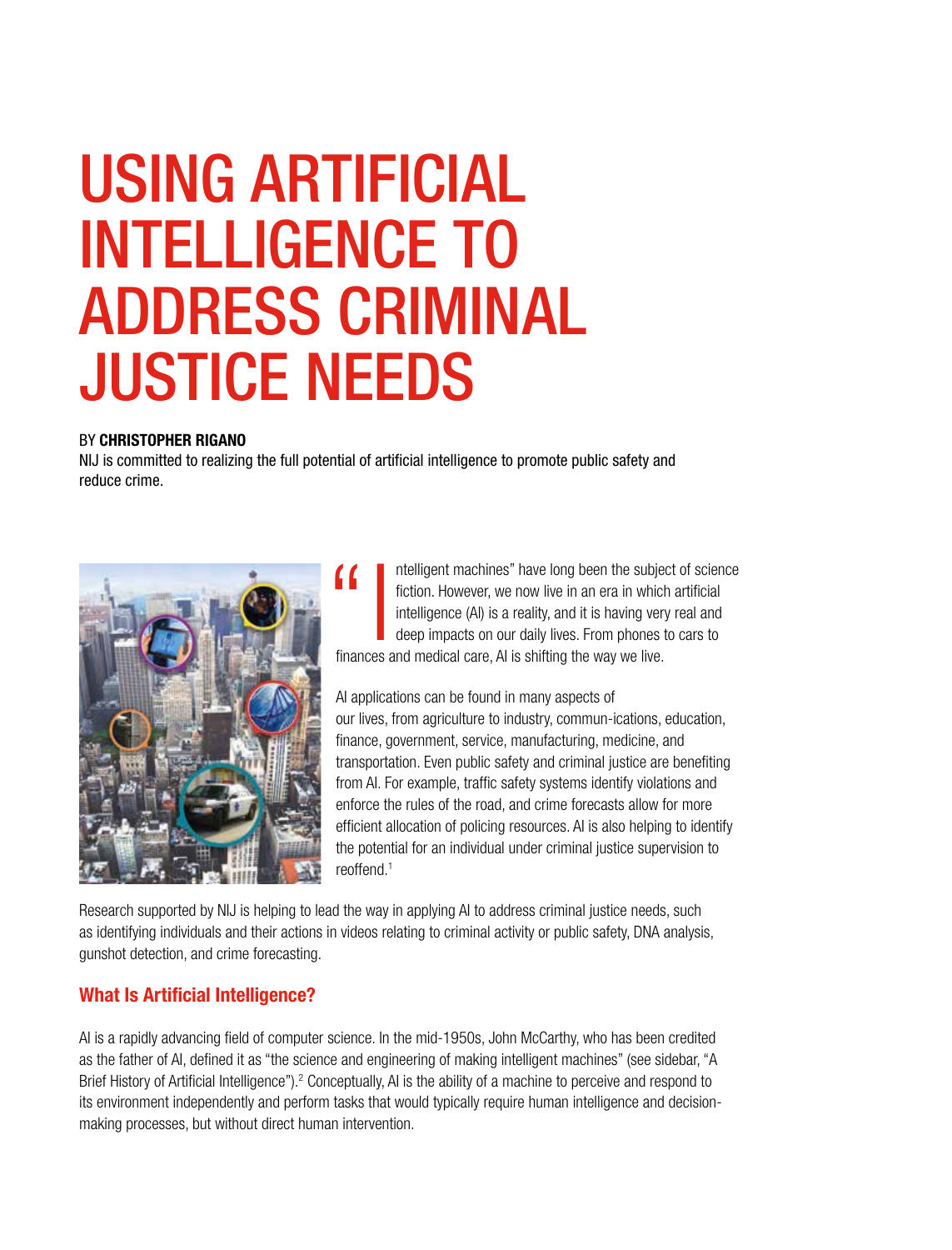# USING ARTIFICIAL INTELLIGENCE TO ADDRESS CRIMINAL JUSTICE NEEDS

BY **CHRISTOPHER RIGANO**

NIJ is committed to realizing the full potential of artificial intelligence to promote public safety and reduce crime.

"Intelligent machines" have long been the subject of science fiction. However, we now live in an era in which artificial intelligence (AI) is a reality, and it is having very real and deep impacts on our daily lives. From phones to cars to finances and medical care, AI is shifting the way we live.

AI applications can be found in many aspects of our lives, from agriculture to industry, commun-ications, education, finance, government, service, manufacturing, medicine, and transportation. Even public safety and criminal justice are benefiting from AI. For example, traffic safety systems identify violations and enforce the rules of the road, and crime forecasts allow for more efficient allocation of policing resources. AI is also helping to identify the potential for an individual under criminal justice supervision to reoffend.[1]

Research supported by NIJ is helping to lead the way in applying AI to address criminal justice needs, such as identifying individuals and their actions in videos relating to criminal activity or public safety, DNA analysis, gunshot detection, and crime forecasting.

## What Is Artificial Intelligence?

AI is a rapidly advancing field of computer science. In the mid-1950s, John McCarthy, who has been credited as the father of AI, defined it as "the science and engineering of making intelligent machines" (see sidebar, "A Brief History of Artificial Intelligence").[2] Conceptually, AI is the ability of a machine to perceive and respond to its environment independently and perform tasks that would typically require human intelligence and decision-making processes, but without direct human intervention.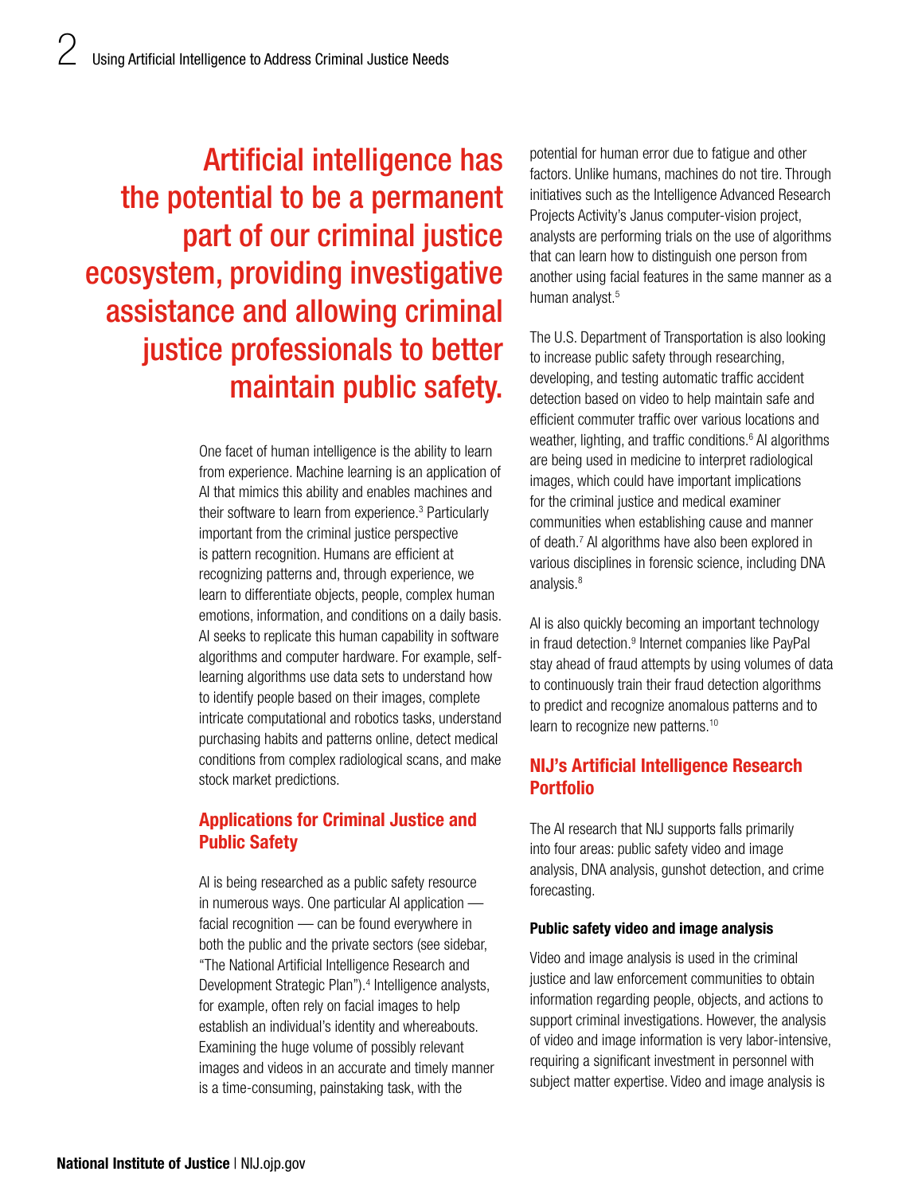Artificial intelligence has the potential to be a permanent part of our criminal justice ecosystem, providing investigative assistance and allowing criminal justice professionals to better maintain public safety.

One facet of human intelligence is the ability to learn from experience. Machine learning is an application of AI that mimics this ability and enables machines and their software to learn from experience.[3] Particularly important from the criminal justice perspective is pattern recognition. Humans are efficient at recognizing patterns and, through experience, we learn to differentiate objects, people, complex human emotions, information, and conditions on a daily basis. AI seeks to replicate this human capability in software algorithms and computer hardware. For example, self-learning algorithms use data sets to understand how to identify people based on their images, complete intricate computational and robotics tasks, understand purchasing habits and patterns online, detect medical conditions from complex radiological scans, and make stock market predictions.

## Applications for Criminal Justice and Public Safety

AI is being researched as a public safety resource in numerous ways. One particular AI application — facial recognition — can be found everywhere in both the public and the private sectors (see sidebar, "The National Artificial Intelligence Research and Development Strategic Plan").[4] Intelligence analysts, for example, often rely on facial images to help establish an individual's identity and whereabouts. Examining the huge volume of possibly relevant images and videos in an accurate and timely manner is a time-consuming, painstaking task, with the potential for human error due to fatigue and other factors. Unlike humans, machines do not tire. Through initiatives such as the Intelligence Advanced Research Projects Activity's Janus computer-vision project, analysts are performing trials on the use of algorithms that can learn how to distinguish one person from another using facial features in the same manner as a human analyst.[5]

The U.S. Department of Transportation is also looking to increase public safety through researching, developing, and testing automatic traffic accident detection based on video to help maintain safe and efficient commuter traffic over various locations and weather, lighting, and traffic conditions.[6] AI algorithms are being used in medicine to interpret radiological images, which could have important implications for the criminal justice and medical examiner communities when establishing cause and manner of death.[7] AI algorithms have also been explored in various disciplines in forensic science, including DNA analysis.[8]

AI is also quickly becoming an important technology in fraud detection.[9] Internet companies like PayPal stay ahead of fraud attempts by using volumes of data to continuously train their fraud detection algorithms to predict and recognize anomalous patterns and to learn to recognize new patterns.[10]

## NIJ's Artificial Intelligence Research Portfolio

The AI research that NIJ supports falls primarily into four areas: public safety video and image analysis, DNA analysis, gunshot detection, and crime forecasting.

### Public safety video and image analysis

Video and image analysis is used in the criminal justice and law enforcement communities to obtain information regarding people, objects, and actions to support criminal investigations. However, the analysis of video and image information is very labor-intensive, requiring a significant investment in personnel with subject matter expertise. Video and image analysis is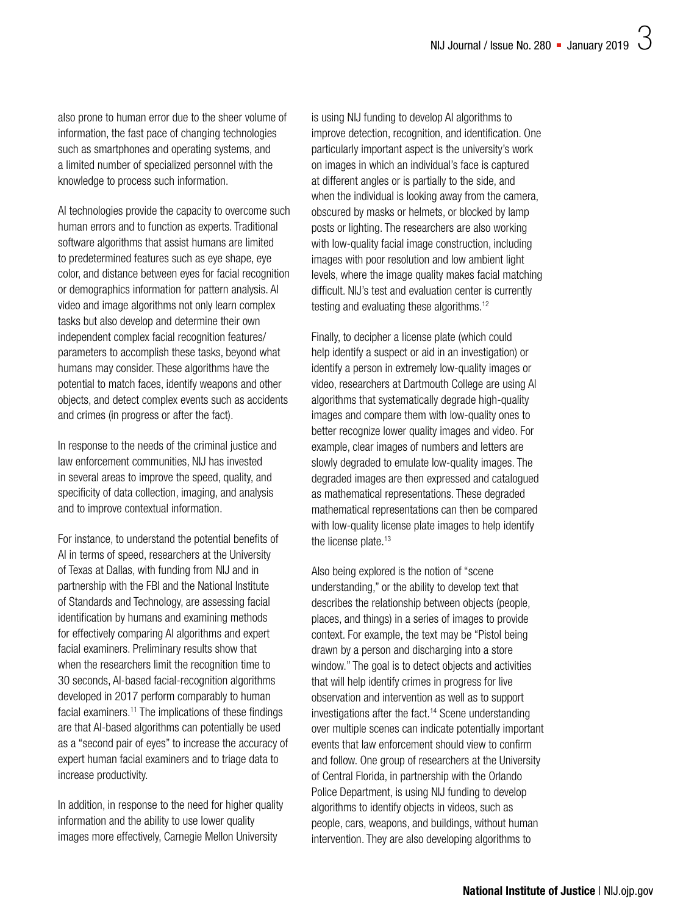also prone to human error due to the sheer volume of information, the fast pace of changing technologies such as smartphones and operating systems, and a limited number of specialized personnel with the knowledge to process such information.

AI technologies provide the capacity to overcome such human errors and to function as experts. Traditional software algorithms that assist humans are limited to predetermined features such as eye shape, eye color, and distance between eyes for facial recognition or demographics information for pattern analysis. AI video and image algorithms not only learn complex tasks but also develop and determine their own independent complex facial recognition features/parameters to accomplish these tasks, beyond what humans may consider. These algorithms have the potential to match faces, identify weapons and other objects, and detect complex events such as accidents and crimes (in progress or after the fact).

In response to the needs of the criminal justice and law enforcement communities, NIJ has invested in several areas to improve the speed, quality, and specificity of data collection, imaging, and analysis and to improve contextual information.

For instance, to understand the potential benefits of AI in terms of speed, researchers at the University of Texas at Dallas, with funding from NIJ and in partnership with the FBI and the National Institute of Standards and Technology, are assessing facial identification by humans and examining methods for effectively comparing AI algorithms and expert facial examiners. Preliminary results show that when the researchers limit the recognition time to 30 seconds, AI-based facial-recognition algorithms developed in 2017 perform comparably to human facial examiners.[11] The implications of these findings are that AI-based algorithms can potentially be used as a "second pair of eyes" to increase the accuracy of expert human facial examiners and to triage data to increase productivity.

In addition, in response to the need for higher quality information and the ability to use lower quality images more effectively, Carnegie Mellon University is using NIJ funding to develop AI algorithms to improve detection, recognition, and identification. One particularly important aspect is the university's work on images in which an individual's face is captured at different angles or is partially to the side, and when the individual is looking away from the camera, obscured by masks or helmets, or blocked by lamp posts or lighting. The researchers are also working with low-quality facial image construction, including images with poor resolution and low ambient light levels, where the image quality makes facial matching difficult. NIJ's test and evaluation center is currently testing and evaluating these algorithms.[12]

Finally, to decipher a license plate (which could help identify a suspect or aid in an investigation) or identify a person in extremely low-quality images or video, researchers at Dartmouth College are using AI algorithms that systematically degrade high-quality images and compare them with low-quality ones to better recognize lower quality images and video. For example, clear images of numbers and letters are slowly degraded to emulate low-quality images. The degraded images are then expressed and catalogued as mathematical representations. These degraded mathematical representations can then be compared with low-quality license plate images to help identify the license plate.[13]

Also being explored is the notion of "scene understanding," or the ability to develop text that describes the relationship between objects (people, places, and things) in a series of images to provide context. For example, the text may be "Pistol being drawn by a person and discharging into a store window." The goal is to detect objects and activities that will help identify crimes in progress for live observation and intervention as well as to support investigations after the fact.[14] Scene understanding over multiple scenes can indicate potentially important events that law enforcement should view to confirm and follow. One group of researchers at the University of Central Florida, in partnership with the Orlando Police Department, is using NIJ funding to develop algorithms to identify objects in videos, such as people, cars, weapons, and buildings, without human intervention. They are also developing algorithms to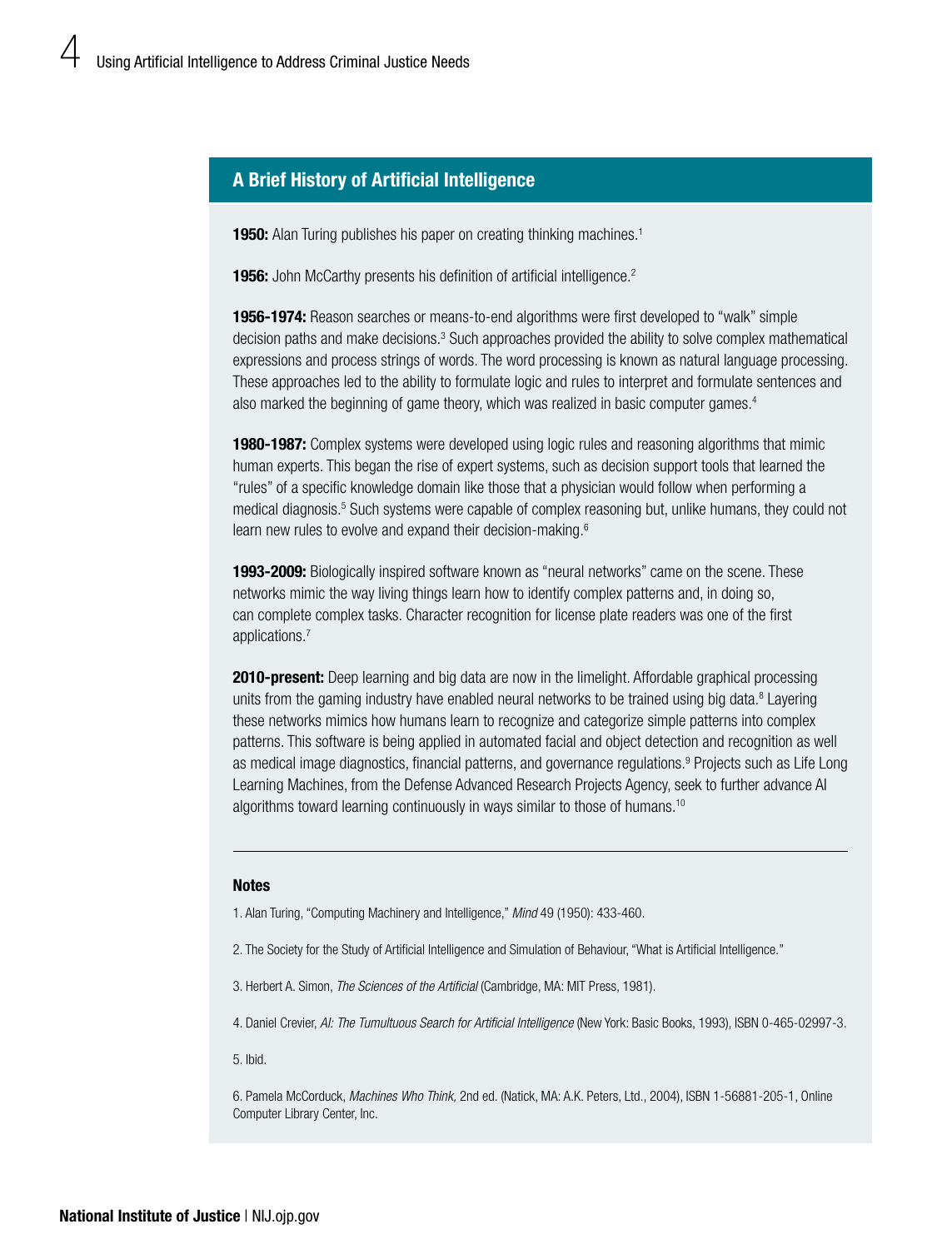## A Brief History of Artificial Intelligence

**1950:** Alan Turing publishes his paper on creating thinking machines.[1]

**1956:** John McCarthy presents his definition of artificial intelligence.[2]

**1956-1974:** Reason searches or means-to-end algorithms were first developed to "walk" simple decision paths and make decisions.[3] Such approaches provided the ability to solve complex mathematical expressions and process strings of words. The word processing is known as natural language processing. These approaches led to the ability to formulate logic and rules to interpret and formulate sentences and also marked the beginning of game theory, which was realized in basic computer games.[4]

**1980-1987:** Complex systems were developed using logic rules and reasoning algorithms that mimic human experts. This began the rise of expert systems, such as decision support tools that learned the "rules" of a specific knowledge domain like those that a physician would follow when performing a medical diagnosis.[5] Such systems were capable of complex reasoning but, unlike humans, they could not learn new rules to evolve and expand their decision-making.[6]

**1993-2009:** Biologically inspired software known as "neural networks" came on the scene. These networks mimic the way living things learn how to identify complex patterns and, in doing so, can complete complex tasks. Character recognition for license plate readers was one of the first applications.[7]

**2010-present:** Deep learning and big data are now in the limelight. Affordable graphical processing units from the gaming industry have enabled neural networks to be trained using big data.[8] Layering these networks mimics how humans learn to recognize and categorize simple patterns into complex patterns. This software is being applied in automated facial and object detection and recognition as well as medical image diagnostics, financial patterns, and governance regulations.[9] Projects such as Life Long Learning Machines, from the Defense Advanced Research Projects Agency, seek to further advance AI algorithms toward learning continuously in ways similar to those of humans.[10]

---

### Notes

1. Alan Turing, "Computing Machinery and Intelligence," *Mind* 49 (1950): 433-460.

2. The Society for the Study of Artificial Intelligence and Simulation of Behaviour, "What is Artificial Intelligence."

3. Herbert A. Simon, *The Sciences of the Artificial* (Cambridge, MA: MIT Press, 1981).

4. Daniel Crevier, *AI: The Tumultuous Search for Artificial Intelligence* (New York: Basic Books, 1993), ISBN 0-465-02997-3.

5. Ibid.

6. Pamela McCorduck, *Machines Who Think,* 2nd ed. (Natick, MA: A.K. Peters, Ltd., 2004), ISBN 1-56881-205-1, Online Computer Library Center, Inc.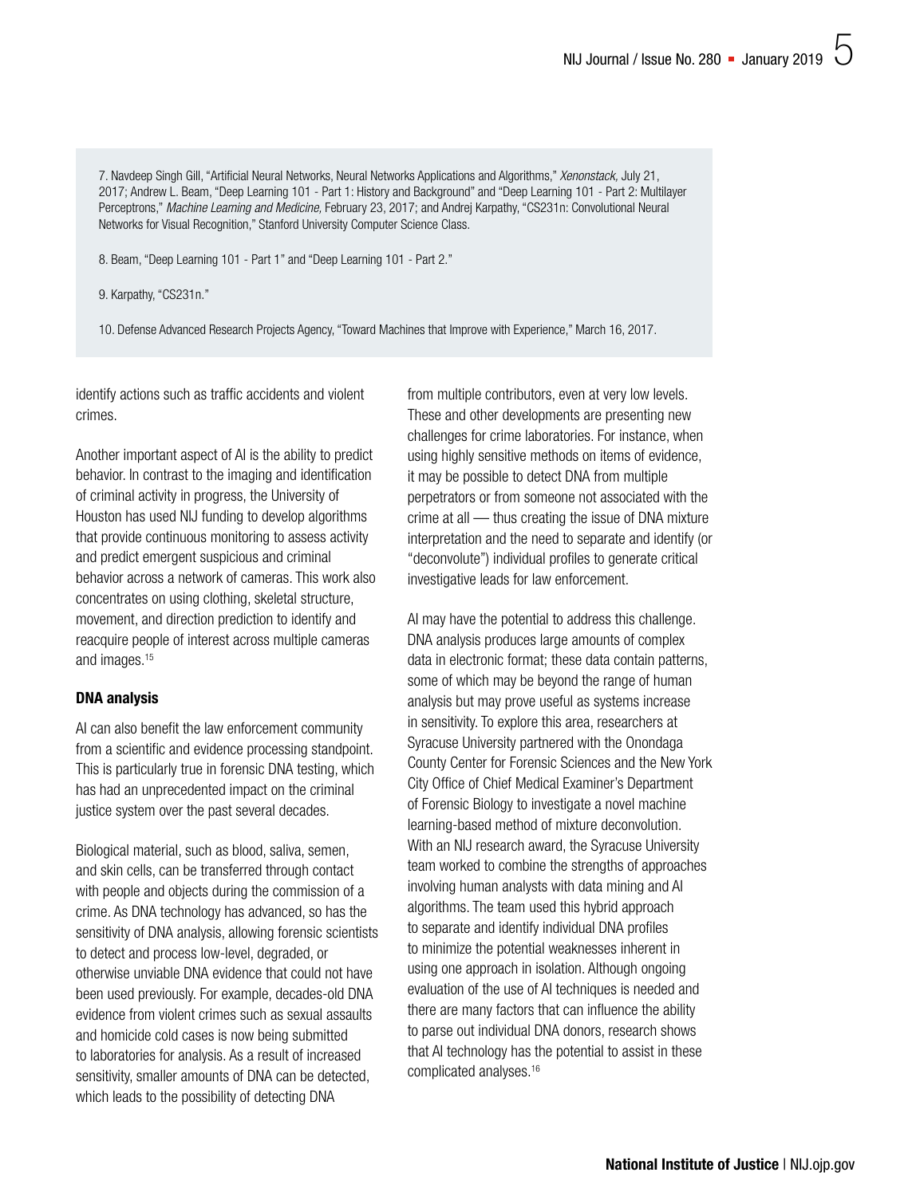7. Navdeep Singh Gill, "Artificial Neural Networks, Neural Networks Applications and Algorithms," *Xenonstack,* July 21, 2017; Andrew L. Beam, "Deep Learning 101 - Part 1: History and Background" and "Deep Learning 101 - Part 2: Multilayer Perceptrons," *Machine Learning and Medicine,* February 23, 2017; and Andrej Karpathy, "CS231n: Convolutional Neural Networks for Visual Recognition," Stanford University Computer Science Class.

8. Beam, "Deep Learning 101 - Part 1" and "Deep Learning 101 - Part 2."

9. Karpathy, "CS231n."

10. Defense Advanced Research Projects Agency, "Toward Machines that Improve with Experience," March 16, 2017.

identify actions such as traffic accidents and violent crimes.

Another important aspect of AI is the ability to predict behavior. In contrast to the imaging and identification of criminal activity in progress, the University of Houston has used NIJ funding to develop algorithms that provide continuous monitoring to assess activity and predict emergent suspicious and criminal behavior across a network of cameras. This work also concentrates on using clothing, skeletal structure, movement, and direction prediction to identify and reacquire people of interest across multiple cameras and images.[15]

**DNA analysis**

AI can also benefit the law enforcement community from a scientific and evidence processing standpoint. This is particularly true in forensic DNA testing, which has had an unprecedented impact on the criminal justice system over the past several decades.

Biological material, such as blood, saliva, semen, and skin cells, can be transferred through contact with people and objects during the commission of a crime. As DNA technology has advanced, so has the sensitivity of DNA analysis, allowing forensic scientists to detect and process low-level, degraded, or otherwise unviable DNA evidence that could not have been used previously. For example, decades-old DNA evidence from violent crimes such as sexual assaults and homicide cold cases is now being submitted to laboratories for analysis. As a result of increased sensitivity, smaller amounts of DNA can be detected, which leads to the possibility of detecting DNA from multiple contributors, even at very low levels. These and other developments are presenting new challenges for crime laboratories. For instance, when using highly sensitive methods on items of evidence, it may be possible to detect DNA from multiple perpetrators or from someone not associated with the crime at all — thus creating the issue of DNA mixture interpretation and the need to separate and identify (or "deconvolute") individual profiles to generate critical investigative leads for law enforcement.

AI may have the potential to address this challenge. DNA analysis produces large amounts of complex data in electronic format; these data contain patterns, some of which may be beyond the range of human analysis but may prove useful as systems increase in sensitivity. To explore this area, researchers at Syracuse University partnered with the Onondaga County Center for Forensic Sciences and the New York City Office of Chief Medical Examiner's Department of Forensic Biology to investigate a novel machine learning-based method of mixture deconvolution. With an NIJ research award, the Syracuse University team worked to combine the strengths of approaches involving human analysts with data mining and AI algorithms. The team used this hybrid approach to separate and identify individual DNA profiles to minimize the potential weaknesses inherent in using one approach in isolation. Although ongoing evaluation of the use of AI techniques is needed and there are many factors that can influence the ability to parse out individual DNA donors, research shows that AI technology has the potential to assist in these complicated analyses.[16]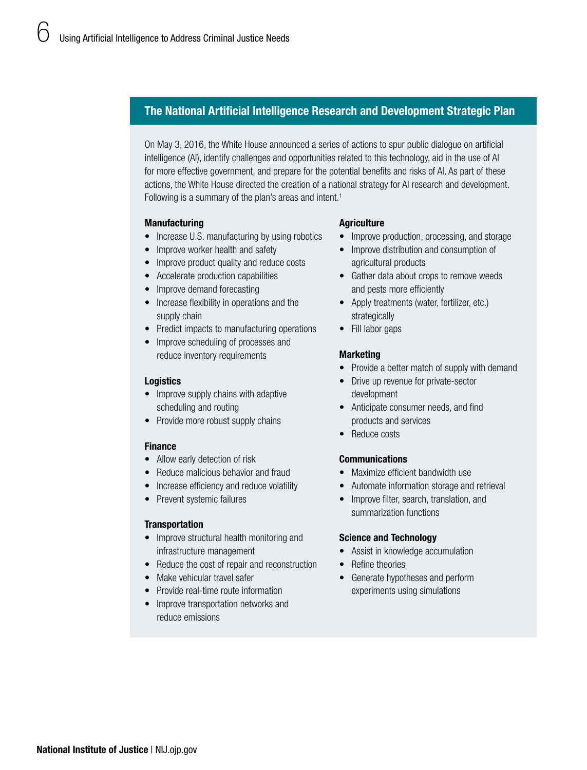## The National Artificial Intelligence Research and Development Strategic Plan

On May 3, 2016, the White House announced a series of actions to spur public dialogue on artificial intelligence (AI), identify challenges and opportunities related to this technology, aid in the use of AI for more effective government, and prepare for the potential benefits and risks of AI. As part of these actions, the White House directed the creation of a national strategy for AI research and development. Following is a summary of the plan's areas and intent.[1]

**Manufacturing**

- Increase U.S. manufacturing by using robotics
- Improve worker health and safety
- Improve product quality and reduce costs
- Accelerate production capabilities
- Improve demand forecasting
- Increase flexibility in operations and the supply chain
- Predict impacts to manufacturing operations
- Improve scheduling of processes and reduce inventory requirements

**Logistics**

- Improve supply chains with adaptive scheduling and routing
- Provide more robust supply chains

**Finance**

- Allow early detection of risk
- Reduce malicious behavior and fraud
- Increase efficiency and reduce volatility
- Prevent systemic failures

**Transportation**

- Improve structural health monitoring and infrastructure management
- Reduce the cost of repair and reconstruction
- Make vehicular travel safer
- Provide real-time route information
- Improve transportation networks and reduce emissions

**Agriculture**

- Improve production, processing, and storage
- Improve distribution and consumption of agricultural products
- Gather data about crops to remove weeds and pests more efficiently
- Apply treatments (water, fertilizer, etc.) strategically
- Fill labor gaps

**Marketing**

- Provide a better match of supply with demand
- Drive up revenue for private-sector development
- Anticipate consumer needs, and find products and services
- Reduce costs

**Communications**

- Maximize efficient bandwidth use
- Automate information storage and retrieval
- Improve filter, search, translation, and summarization functions

**Science and Technology**

- Assist in knowledge accumulation
- Refine theories
- Generate hypotheses and perform experiments using simulations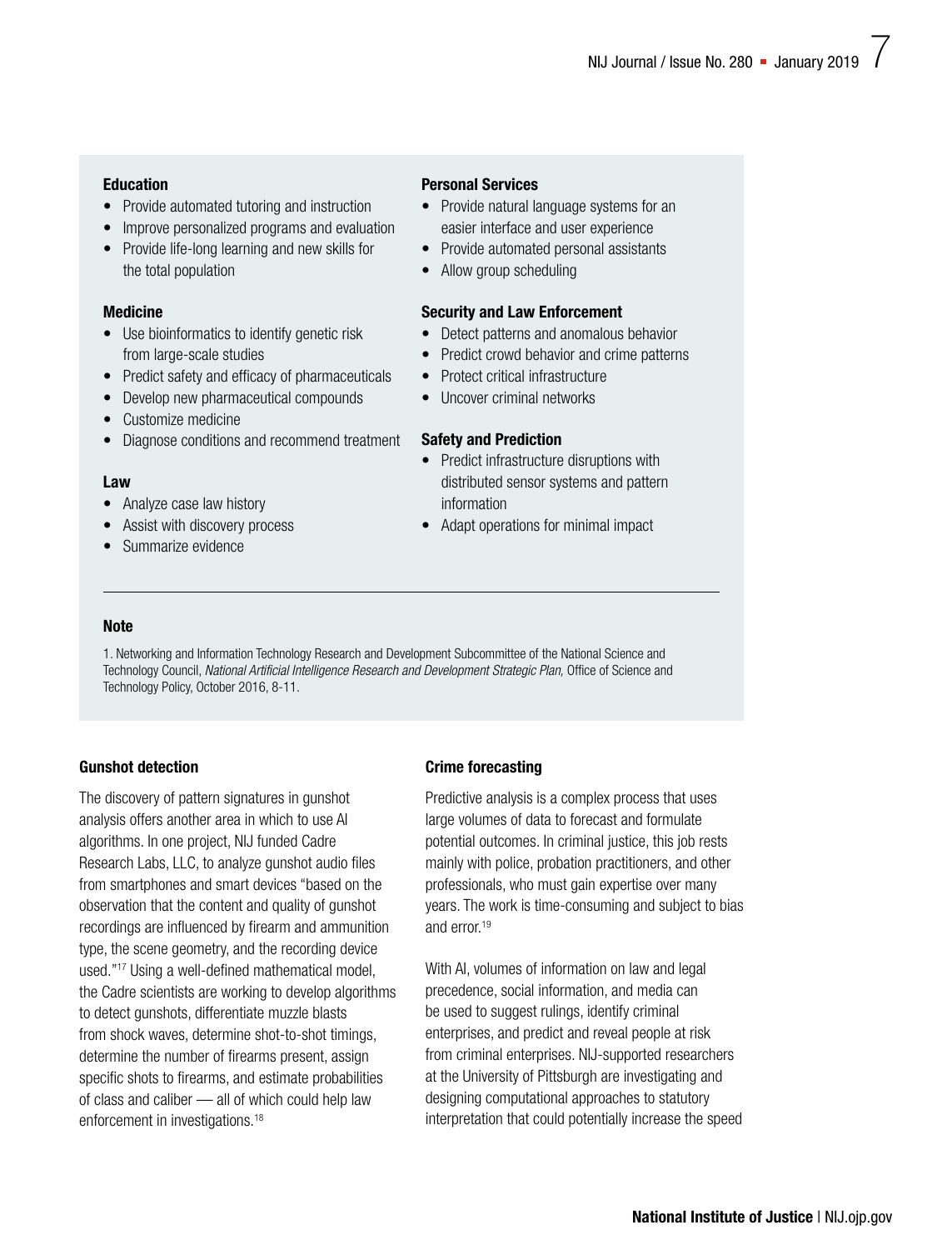**Education**

- Provide automated tutoring and instruction
- Improve personalized programs and evaluation
- Provide life-long learning and new skills for the total population

**Medicine**

- Use bioinformatics to identify genetic risk from large-scale studies
- Predict safety and efficacy of pharmaceuticals
- Develop new pharmaceutical compounds
- Customize medicine
- Diagnose conditions and recommend treatment

**Law**

- Analyze case law history
- Assist with discovery process
- Summarize evidence

**Personal Services**

- Provide natural language systems for an easier interface and user experience
- Provide automated personal assistants
- Allow group scheduling

**Security and Law Enforcement**

- Detect patterns and anomalous behavior
- Predict crowd behavior and crime patterns
- Protect critical infrastructure
- Uncover criminal networks

**Safety and Prediction**

- Predict infrastructure disruptions with distributed sensor systems and pattern information
- Adapt operations for minimal impact

---

**Note**

1. Networking and Information Technology Research and Development Subcommittee of the National Science and Technology Council, *National Artificial Intelligence Research and Development Strategic Plan,* Office of Science and Technology Policy, October 2016, 8-11.

### Gunshot detection

The discovery of pattern signatures in gunshot analysis offers another area in which to use AI algorithms. In one project, NIJ funded Cadre Research Labs, LLC, to analyze gunshot audio files from smartphones and smart devices "based on the observation that the content and quality of gunshot recordings are influenced by firearm and ammunition type, the scene geometry, and the recording device used."[17] Using a well-defined mathematical model, the Cadre scientists are working to develop algorithms to detect gunshots, differentiate muzzle blasts from shock waves, determine shot-to-shot timings, determine the number of firearms present, assign specific shots to firearms, and estimate probabilities of class and caliber — all of which could help law enforcement in investigations.[18]

### Crime forecasting

Predictive analysis is a complex process that uses large volumes of data to forecast and formulate potential outcomes. In criminal justice, this job rests mainly with police, probation practitioners, and other professionals, who must gain expertise over many years. The work is time-consuming and subject to bias and error.[19]

With AI, volumes of information on law and legal precedence, social information, and media can be used to suggest rulings, identify criminal enterprises, and predict and reveal people at risk from criminal enterprises. NIJ-supported researchers at the University of Pittsburgh are investigating and designing computational approaches to statutory interpretation that could potentially increase the speed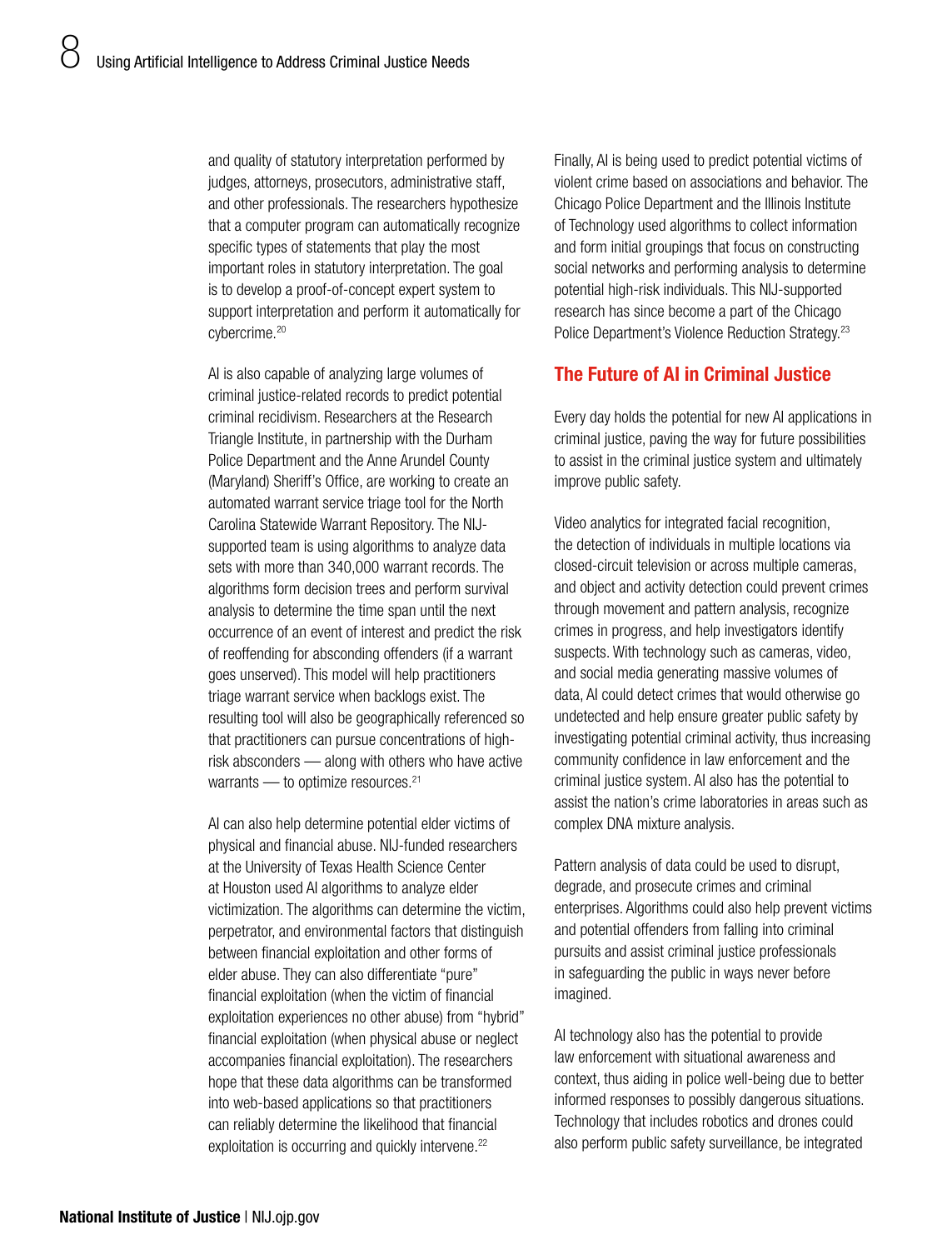and quality of statutory interpretation performed by judges, attorneys, prosecutors, administrative staff, and other professionals. The researchers hypothesize that a computer program can automatically recognize specific types of statements that play the most important roles in statutory interpretation. The goal is to develop a proof-of-concept expert system to support interpretation and perform it automatically for cybercrime.[20]

AI is also capable of analyzing large volumes of criminal justice-related records to predict potential criminal recidivism. Researchers at the Research Triangle Institute, in partnership with the Durham Police Department and the Anne Arundel County (Maryland) Sheriff's Office, are working to create an automated warrant service triage tool for the North Carolina Statewide Warrant Repository. The NIJ-supported team is using algorithms to analyze data sets with more than 340,000 warrant records. The algorithms form decision trees and perform survival analysis to determine the time span until the next occurrence of an event of interest and predict the risk of reoffending for absconding offenders (if a warrant goes unserved). This model will help practitioners triage warrant service when backlogs exist. The resulting tool will also be geographically referenced so that practitioners can pursue concentrations of high-risk absconders — along with others who have active warrants — to optimize resources.[21]

AI can also help determine potential elder victims of physical and financial abuse. NIJ-funded researchers at the University of Texas Health Science Center at Houston used AI algorithms to analyze elder victimization. The algorithms can determine the victim, perpetrator, and environmental factors that distinguish between financial exploitation and other forms of elder abuse. They can also differentiate "pure" financial exploitation (when the victim of financial exploitation experiences no other abuse) from "hybrid" financial exploitation (when physical abuse or neglect accompanies financial exploitation). The researchers hope that these data algorithms can be transformed into web-based applications so that practitioners can reliably determine the likelihood that financial exploitation is occurring and quickly intervene.[22]

Finally, AI is being used to predict potential victims of violent crime based on associations and behavior. The Chicago Police Department and the Illinois Institute of Technology used algorithms to collect information and form initial groupings that focus on constructing social networks and performing analysis to determine potential high-risk individuals. This NIJ-supported research has since become a part of the Chicago Police Department's Violence Reduction Strategy.[23]

## The Future of AI in Criminal Justice

Every day holds the potential for new AI applications in criminal justice, paving the way for future possibilities to assist in the criminal justice system and ultimately improve public safety.

Video analytics for integrated facial recognition, the detection of individuals in multiple locations via closed-circuit television or across multiple cameras, and object and activity detection could prevent crimes through movement and pattern analysis, recognize crimes in progress, and help investigators identify suspects. With technology such as cameras, video, and social media generating massive volumes of data, AI could detect crimes that would otherwise go undetected and help ensure greater public safety by investigating potential criminal activity, thus increasing community confidence in law enforcement and the criminal justice system. AI also has the potential to assist the nation's crime laboratories in areas such as complex DNA mixture analysis.

Pattern analysis of data could be used to disrupt, degrade, and prosecute crimes and criminal enterprises. Algorithms could also help prevent victims and potential offenders from falling into criminal pursuits and assist criminal justice professionals in safeguarding the public in ways never before imagined.

AI technology also has the potential to provide law enforcement with situational awareness and context, thus aiding in police well-being due to better informed responses to possibly dangerous situations. Technology that includes robotics and drones could also perform public safety surveillance, be integrated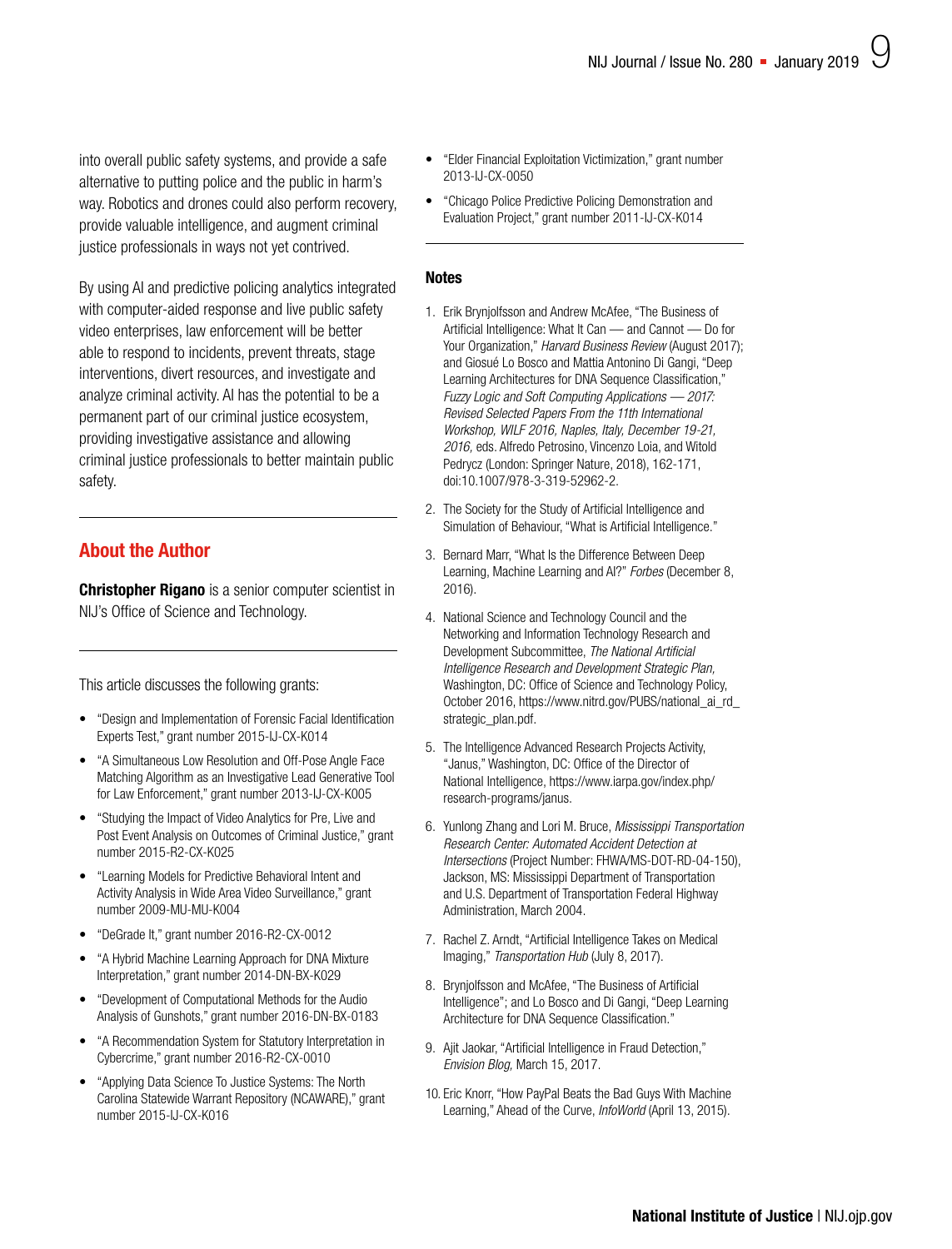into overall public safety systems, and provide a safe alternative to putting police and the public in harm's way. Robotics and drones could also perform recovery, provide valuable intelligence, and augment criminal justice professionals in ways not yet contrived.

By using AI and predictive policing analytics integrated with computer-aided response and live public safety video enterprises, law enforcement will be better able to respond to incidents, prevent threats, stage interventions, divert resources, and investigate and analyze criminal activity. AI has the potential to be a permanent part of our criminal justice ecosystem, providing investigative assistance and allowing criminal justice professionals to better maintain public safety.

## About the Author

**Christopher Rigano** is a senior computer scientist in NIJ's Office of Science and Technology.

This article discusses the following grants:

- "Design and Implementation of Forensic Facial Identification Experts Test," grant number 2015-IJ-CX-K014
- "A Simultaneous Low Resolution and Off-Pose Angle Face Matching Algorithm as an Investigative Lead Generative Tool for Law Enforcement," grant number 2013-IJ-CX-K005
- "Studying the Impact of Video Analytics for Pre, Live and Post Event Analysis on Outcomes of Criminal Justice," grant number 2015-R2-CX-K025
- "Learning Models for Predictive Behavioral Intent and Activity Analysis in Wide Area Video Surveillance," grant number 2009-MU-MU-K004
- "DeGrade It," grant number 2016-R2-CX-0012
- "A Hybrid Machine Learning Approach for DNA Mixture Interpretation," grant number 2014-DN-BX-K029
- "Development of Computational Methods for the Audio Analysis of Gunshots," grant number 2016-DN-BX-0183
- "A Recommendation System for Statutory Interpretation in Cybercrime," grant number 2016-R2-CX-0010
- "Applying Data Science To Justice Systems: The North Carolina Statewide Warrant Repository (NCAWARE)," grant number 2015-IJ-CX-K016
- "Elder Financial Exploitation Victimization," grant number 2013-IJ-CX-0050
- "Chicago Police Predictive Policing Demonstration and Evaluation Project," grant number 2011-IJ-CX-K014

### Notes

1. Erik Brynjolfsson and Andrew McAfee, "The Business of Artificial Intelligence: What It Can — and Cannot — Do for Your Organization," *Harvard Business Review* (August 2017); and Giosué Lo Bosco and Mattia Antonino Di Gangi, "Deep Learning Architectures for DNA Sequence Classification," *Fuzzy Logic and Soft Computing Applications — 2017: Revised Selected Papers From the 11th International Workshop, WILF 2016, Naples, Italy, December 19-21, 2016,* eds. Alfredo Petrosino, Vincenzo Loia, and Witold Pedrycz (London: Springer Nature, 2018), 162-171, doi:10.1007/978-3-319-52962-2.
2. The Society for the Study of Artificial Intelligence and Simulation of Behaviour, "What is Artificial Intelligence."
3. Bernard Marr, "What Is the Difference Between Deep Learning, Machine Learning and AI?" *Forbes* (December 8, 2016).
4. National Science and Technology Council and the Networking and Information Technology Research and Development Subcommittee, *The National Artificial Intelligence Research and Development Strategic Plan,* Washington, DC: Office of Science and Technology Policy, October 2016, https://www.nitrd.gov/PUBS/national_ai_rd_strategic_plan.pdf.
5. The Intelligence Advanced Research Projects Activity, "Janus," Washington, DC: Office of the Director of National Intelligence, https://www.iarpa.gov/index.php/research-programs/janus.
6. Yunlong Zhang and Lori M. Bruce, *Mississippi Transportation Research Center: Automated Accident Detection at Intersections* (Project Number: FHWA/MS-DOT-RD-04-150), Jackson, MS: Mississippi Department of Transportation and U.S. Department of Transportation Federal Highway Administration, March 2004.
7. Rachel Z. Arndt, "Artificial Intelligence Takes on Medical Imaging," *Transportation Hub* (July 8, 2017).
8. Brynjolfsson and McAfee, "The Business of Artificial Intelligence"; and Lo Bosco and Di Gangi, "Deep Learning Architecture for DNA Sequence Classification."
9. Ajit Jaokar, "Artificial Intelligence in Fraud Detection," *Envision Blog,* March 15, 2017.
10. Eric Knorr, "How PayPal Beats the Bad Guys With Machine Learning," Ahead of the Curve, *InfoWorld* (April 13, 2015).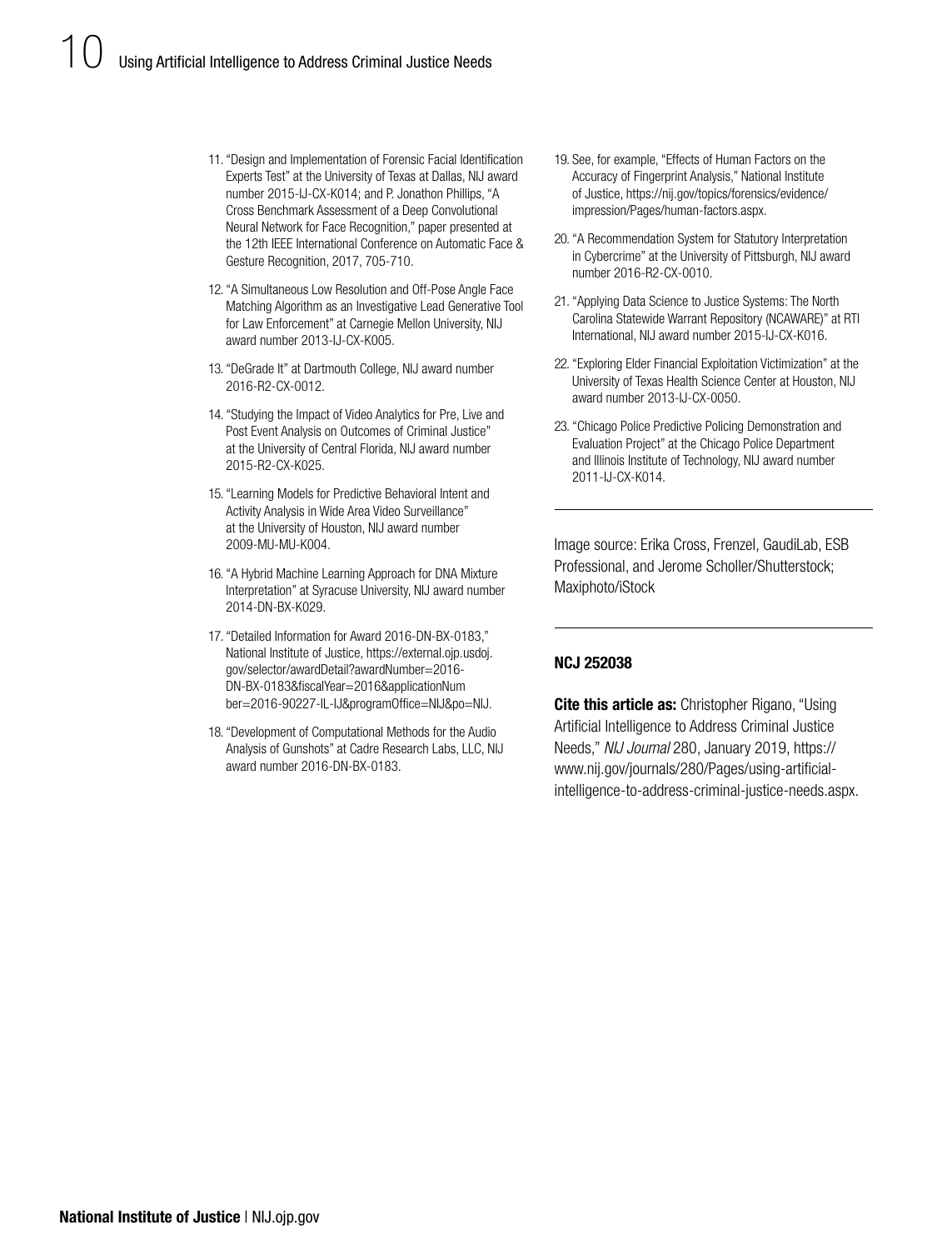11. "Design and Implementation of Forensic Facial Identification Experts Test" at the University of Texas at Dallas, NIJ award number 2015-IJ-CX-K014; and P. Jonathon Phillips, "A Cross Benchmark Assessment of a Deep Convolutional Neural Network for Face Recognition," paper presented at the 12th IEEE International Conference on Automatic Face & Gesture Recognition, 2017, 705-710.

12. "A Simultaneous Low Resolution and Off-Pose Angle Face Matching Algorithm as an Investigative Lead Generative Tool for Law Enforcement" at Carnegie Mellon University, NIJ award number 2013-IJ-CX-K005.

13. "DeGrade It" at Dartmouth College, NIJ award number 2016-R2-CX-0012.

14. "Studying the Impact of Video Analytics for Pre, Live and Post Event Analysis on Outcomes of Criminal Justice" at the University of Central Florida, NIJ award number 2015-R2-CX-K025.

15. "Learning Models for Predictive Behavioral Intent and Activity Analysis in Wide Area Video Surveillance" at the University of Houston, NIJ award number 2009-MU-MU-K004.

16. "A Hybrid Machine Learning Approach for DNA Mixture Interpretation" at Syracuse University, NIJ award number 2014-DN-BX-K029.

17. "Detailed Information for Award 2016-DN-BX-0183," National Institute of Justice, https://external.ojp.usdoj.gov/selector/awardDetail?awardNumber=2016-DN-BX-0183&fiscalYear=2016&applicationNumber=2016-90227-IL-IJ&programOffice=NIJ&po=NIJ.

18. "Development of Computational Methods for the Audio Analysis of Gunshots" at Cadre Research Labs, LLC, NIJ award number 2016-DN-BX-0183.

19. See, for example, "Effects of Human Factors on the Accuracy of Fingerprint Analysis," National Institute of Justice, https://nij.gov/topics/forensics/evidence/impression/Pages/human-factors.aspx.

20. "A Recommendation System for Statutory Interpretation in Cybercrime" at the University of Pittsburgh, NIJ award number 2016-R2-CX-0010.

21. "Applying Data Science to Justice Systems: The North Carolina Statewide Warrant Repository (NCAWARE)" at RTI International, NIJ award number 2015-IJ-CX-K016.

22. "Exploring Elder Financial Exploitation Victimization" at the University of Texas Health Science Center at Houston, NIJ award number 2013-IJ-CX-0050.

23. "Chicago Police Predictive Policing Demonstration and Evaluation Project" at the Chicago Police Department and Illinois Institute of Technology, NIJ award number 2011-IJ-CX-K014.

---

Image source: Erika Cross, Frenzel, GaudiLab, ESB Professional, and Jerome Scholler/Shutterstock; Maxiphoto/iStock

---

**NCJ 252038**

**Cite this article as:** Christopher Rigano, "Using Artificial Intelligence to Address Criminal Justice Needs," *NIJ Journal* 280, January 2019, https://www.nij.gov/journals/280/Pages/using-artificial-intelligence-to-address-criminal-justice-needs.aspx.